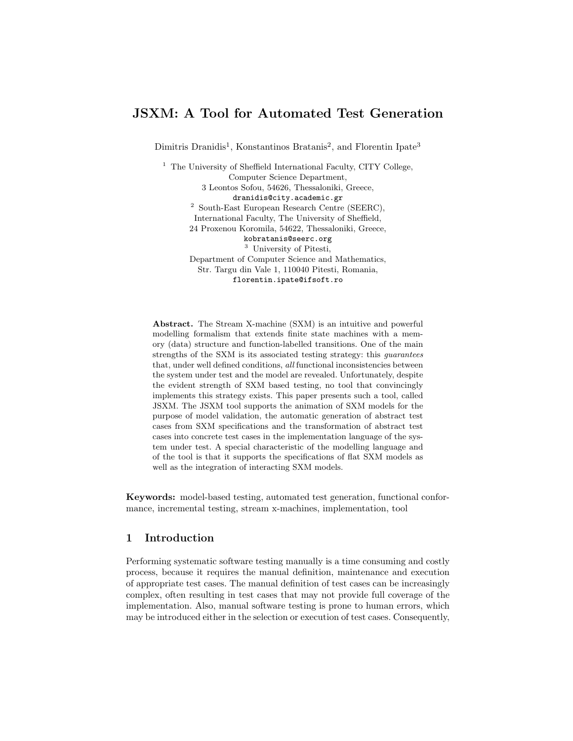# JSXM: A Tool for Automated Test Generation

Dimitris Dranidis[1], Konstantinos Bratanis[2], and Florentin Ipate[3]

[1] The University of Sheffield International Faculty, CITY College,
Computer Science Department,
3 Leontos Sofou, 54626, Thessaloniki, Greece,
dranidis@city.academic.gr

[2] South-East European Research Centre (SEERC),
International Faculty, The University of Sheffield,
24 Proxenou Koromila, 54622, Thessaloniki, Greece,
kobratanis@seerc.org

[3] University of Pitesti,
Department of Computer Science and Mathematics,
Str. Targu din Vale 1, 110040 Pitesti, Romania,
florentin.ipate@ifsoft.ro

**Abstract.** The Stream X-machine (SXM) is an intuitive and powerful modelling formalism that extends finite state machines with a memory (data) structure and function-labelled transitions. One of the main strengths of the SXM is its associated testing strategy: this *guarantees* that, under well defined conditions, *all* functional inconsistencies between the system under test and the model are revealed. Unfortunately, despite the evident strength of SXM based testing, no tool that convincingly implements this strategy exists. This paper presents such a tool, called JSXM. The JSXM tool supports the animation of SXM models for the purpose of model validation, the automatic generation of abstract test cases from SXM specifications and the transformation of abstract test cases into concrete test cases in the implementation language of the system under test. A special characteristic of the modelling language and of the tool is that it supports the specifications of flat SXM models as well as the integration of interacting SXM models.

**Keywords:** model-based testing, automated test generation, functional conformance, incremental testing, stream x-machines, implementation, tool

## 1 Introduction

Performing systematic software testing manually is a time consuming and costly process, because it requires the manual definition, maintenance and execution of appropriate test cases. The manual definition of test cases can be increasingly complex, often resulting in test cases that may not provide full coverage of the implementation. Also, manual software testing is prone to human errors, which may be introduced either in the selection or execution of test cases. Consequently,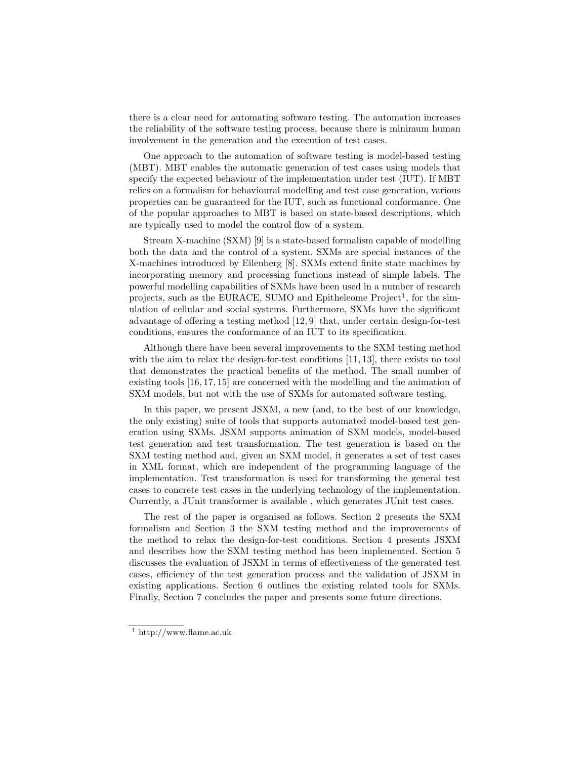there is a clear need for automating software testing. The automation increases the reliability of the software testing process, because there is minimum human involvement in the generation and the execution of test cases.

One approach to the automation of software testing is model-based testing (MBT). MBT enables the automatic generation of test cases using models that specify the expected behaviour of the implementation under test (IUT). If MBT relies on a formalism for behavioural modelling and test case generation, various properties can be guaranteed for the IUT, such as functional conformance. One of the popular approaches to MBT is based on state-based descriptions, which are typically used to model the control flow of a system.

Stream X-machine (SXM) [9] is a state-based formalism capable of modelling both the data and the control of a system. SXMs are special instances of the X-machines introduced by Eilenberg [8]. SXMs extend finite state machines by incorporating memory and processing functions instead of simple labels. The powerful modelling capabilities of SXMs have been used in a number of research projects, such as the EURACE, SUMO and Epitheleome Project[1], for the simulation of cellular and social systems. Furthermore, SXMs have the significant advantage of offering a testing method [12, 9] that, under certain design-for-test conditions, ensures the conformance of an IUT to its specification.

Although there have been several improvements to the SXM testing method with the aim to relax the design-for-test conditions [11, 13], there exists no tool that demonstrates the practical benefits of the method. The small number of existing tools [16, 17, 15] are concerned with the modelling and the animation of SXM models, but not with the use of SXMs for automated software testing.

In this paper, we present JSXM, a new (and, to the best of our knowledge, the only existing) suite of tools that supports automated model-based test generation using SXMs. JSXM supports animation of SXM models, model-based test generation and test transformation. The test generation is based on the SXM testing method and, given an SXM model, it generates a set of test cases in XML format, which are independent of the programming language of the implementation. Test transformation is used for transforming the general test cases to concrete test cases in the underlying technology of the implementation. Currently, a JUnit transformer is available , which generates JUnit test cases.

The rest of the paper is organised as follows. Section 2 presents the SXM formalism and Section 3 the SXM testing method and the improvements of the method to relax the design-for-test conditions. Section 4 presents JSXM and describes how the SXM testing method has been implemented. Section 5 discusses the evaluation of JSXM in terms of effectiveness of the generated test cases, efficiency of the test generation process and the validation of JSXM in existing applications. Section 6 outlines the existing related tools for SXMs. Finally, Section 7 concludes the paper and presents some future directions.

---

[1] http://www.flame.ac.uk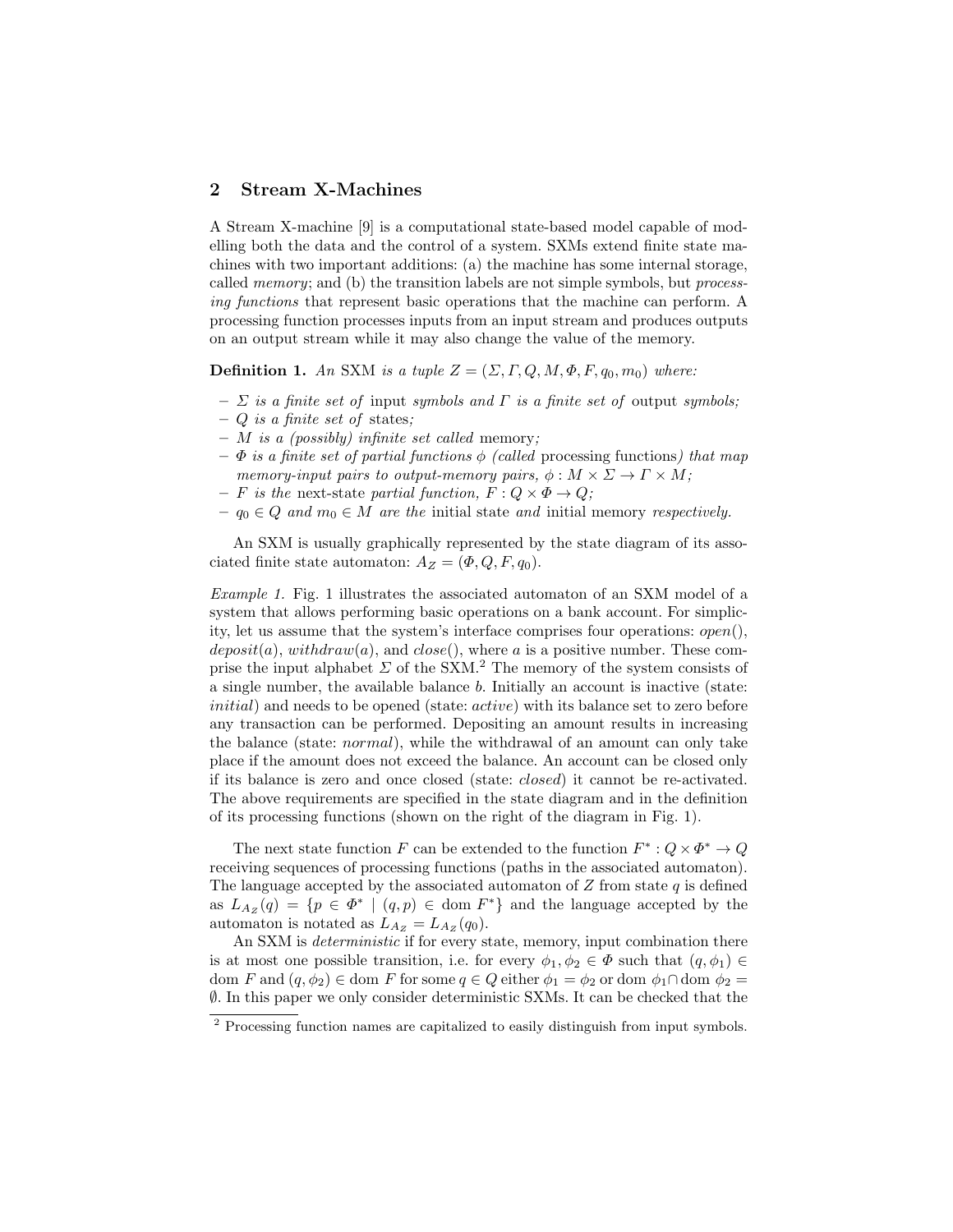## 2 Stream X-Machines

A Stream X-machine [9] is a computational state-based model capable of modelling both the data and the control of a system. SXMs extend finite state machines with two important additions: (a) the machine has some internal storage, called *memory*; and (b) the transition labels are not simple symbols, but *processing functions* that represent basic operations that the machine can perform. A processing function processes inputs from an input stream and produces outputs on an output stream while it may also change the value of the memory.

**Definition 1.** *An* SXM *is a tuple* $Z = (\Sigma, \Gamma, Q, M, \Phi, F, q_0, m_0)$ *where:*

- $\Sigma$ *is a finite set of* input *symbols and* $\Gamma$ *is a finite set of* output *symbols;*
- $Q$ *is a finite set of* states*;*
- $M$ *is a (possibly) infinite set called* memory*;*
- $\Phi$ *is a finite set of partial functions* $\phi$ *(called* processing functions*) that map memory-input pairs to output-memory pairs,* $\phi : M \times \Sigma \to \Gamma \times M$*;*
- $F$ *is the* next-state *partial function,* $F : Q \times \Phi \to Q$*;*
- $q_0 \in Q$ *and* $m_0 \in M$ *are the* initial state *and* initial memory *respectively.*

An SXM is usually graphically represented by the state diagram of its associated finite state automaton: $A_Z = (\Phi, Q, F, q_0)$.

*Example 1.* Fig. 1 illustrates the associated automaton of an SXM model of a system that allows performing basic operations on a bank account. For simplicity, let us assume that the system's interface comprises four operations: *open*(), *deposit*($a$), *withdraw*($a$), and *close*(), where $a$ is a positive number. These comprise the input alphabet $\Sigma$ of the SXM.[2] The memory of the system consists of a single number, the available balance $b$. Initially an account is inactive (state: *initial*) and needs to be opened (state: *active*) with its balance set to zero before any transaction can be performed. Depositing an amount results in increasing the balance (state: *normal*), while the withdrawal of an amount can only take place if the amount does not exceed the balance. An account can be closed only if its balance is zero and once closed (state: *closed*) it cannot be re-activated. The above requirements are specified in the state diagram and in the definition of its processing functions (shown on the right of the diagram in Fig. 1).

The next state function $F$ can be extended to the function $F^* : Q \times \Phi^* \to Q$ receiving sequences of processing functions (paths in the associated automaton). The language accepted by the associated automaton of $Z$ from state $q$ is defined as $L_{A_Z}(q) = \{p \in \Phi^* \mid (q, p) \in \text{dom } F^*\}$ and the language accepted by the automaton is notated as $L_{A_Z} = L_{A_Z}(q_0)$.

An SXM is *deterministic* if for every state, memory, input combination there is at most one possible transition, i.e. for every $\phi_1, \phi_2 \in \Phi$ such that $(q, \phi_1) \in \text{dom } F$ and $(q, \phi_2) \in \text{dom } F$ for some $q \in Q$ either $\phi_1 = \phi_2$ or $\text{dom } \phi_1 \cap \text{dom } \phi_2 = \emptyset$. In this paper we only consider deterministic SXMs. It can be checked that the

[2] Processing function names are capitalized to easily distinguish from input symbols.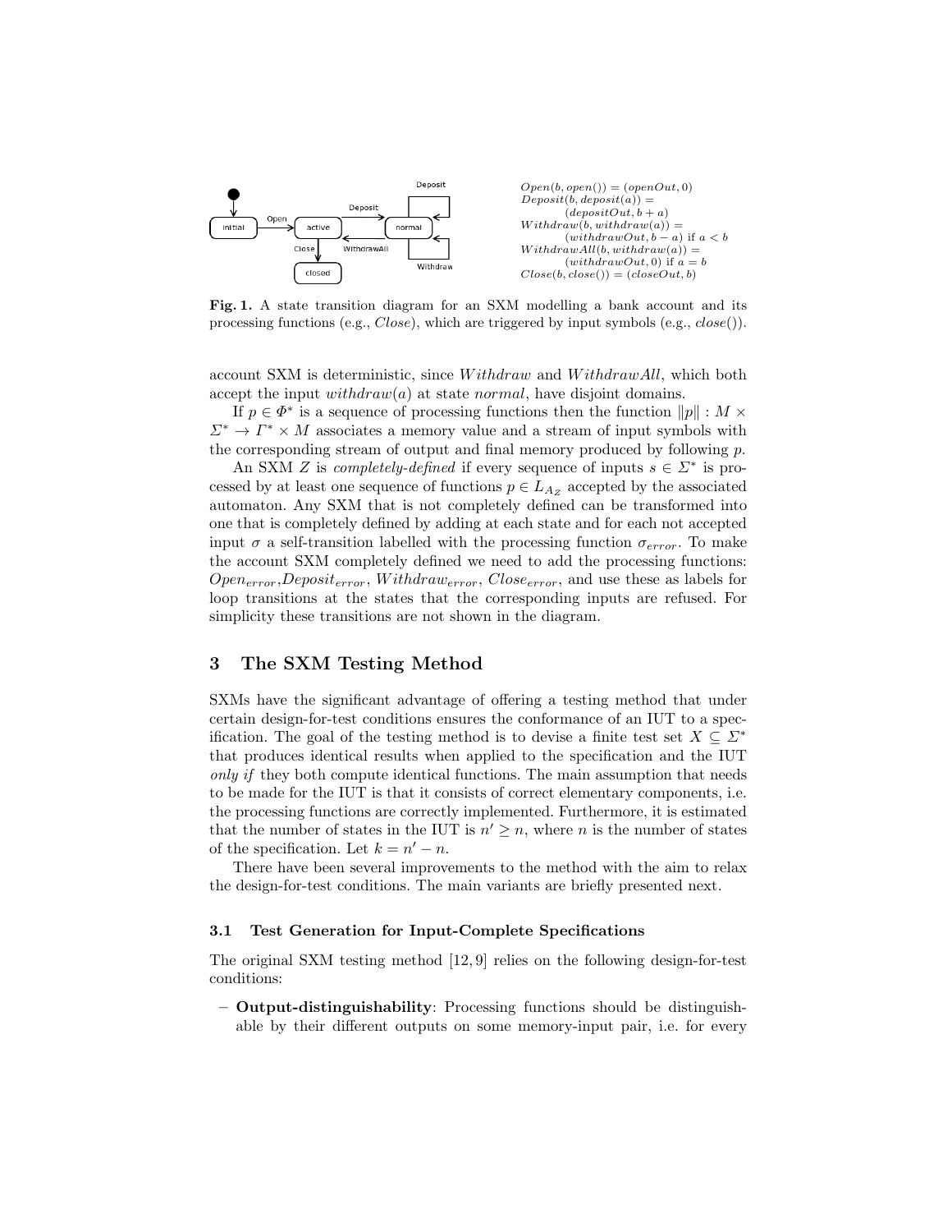$Open(b, open()) = (openOut, 0)$
$Deposit(b, deposit(a)) = (depositOut, b + a)$
$Withdraw(b, withdraw(a)) = (withdrawOut, b - a)$ if $a < b$
$WithdrawAll(b, withdraw(a)) = (withdrawOut, 0)$ if $a = b$
$Close(b, close()) = (closeOut, b)$

**Fig. 1.** A state transition diagram for an SXM modelling a bank account and its processing functions (e.g., *Close*), which are triggered by input symbols (e.g., *close*()).

account SXM is deterministic, since *Withdraw* and *WithdrawAll*, which both accept the input *withdraw*($a$) at state *normal*, have disjoint domains.

If $p \in \Phi^*$ is a sequence of processing functions then the function $\|p\| : M \times \Sigma^* \rightarrow \Gamma^* \times M$ associates a memory value and a stream of input symbols with the corresponding stream of output and final memory produced by following $p$.

An SXM $Z$ is *completely-defined* if every sequence of inputs $s \in \Sigma^*$ is processed by at least one sequence of functions $p \in L_{A_Z}$ accepted by the associated automaton. Any SXM that is not completely defined can be transformed into one that is completely defined by adding at each state and for each not accepted input $\sigma$ a self-transition labelled with the processing function $\sigma_{error}$. To make the account SXM completely defined we need to add the processing functions: $Open_{error}$,$Deposit_{error}$, $Withdraw_{error}$, $Close_{error}$, and use these as labels for loop transitions at the states that the corresponding inputs are refused. For simplicity these transitions are not shown in the diagram.

## 3 The SXM Testing Method

SXMs have the significant advantage of offering a testing method that under certain design-for-test conditions ensures the conformance of an IUT to a specification. The goal of the testing method is to devise a finite test set $X \subseteq \Sigma^*$ that produces identical results when applied to the specification and the IUT *only if* they both compute identical functions. The main assumption that needs to be made for the IUT is that it consists of correct elementary components, i.e. the processing functions are correctly implemented. Furthermore, it is estimated that the number of states in the IUT is $n' \geq n$, where $n$ is the number of states of the specification. Let $k = n' - n$.

There have been several improvements to the method with the aim to relax the design-for-test conditions. The main variants are briefly presented next.

### 3.1 Test Generation for Input-Complete Specifications

The original SXM testing method [12, 9] relies on the following design-for-test conditions:

- **Output-distinguishability**: Processing functions should be distinguishable by their different outputs on some memory-input pair, i.e. for every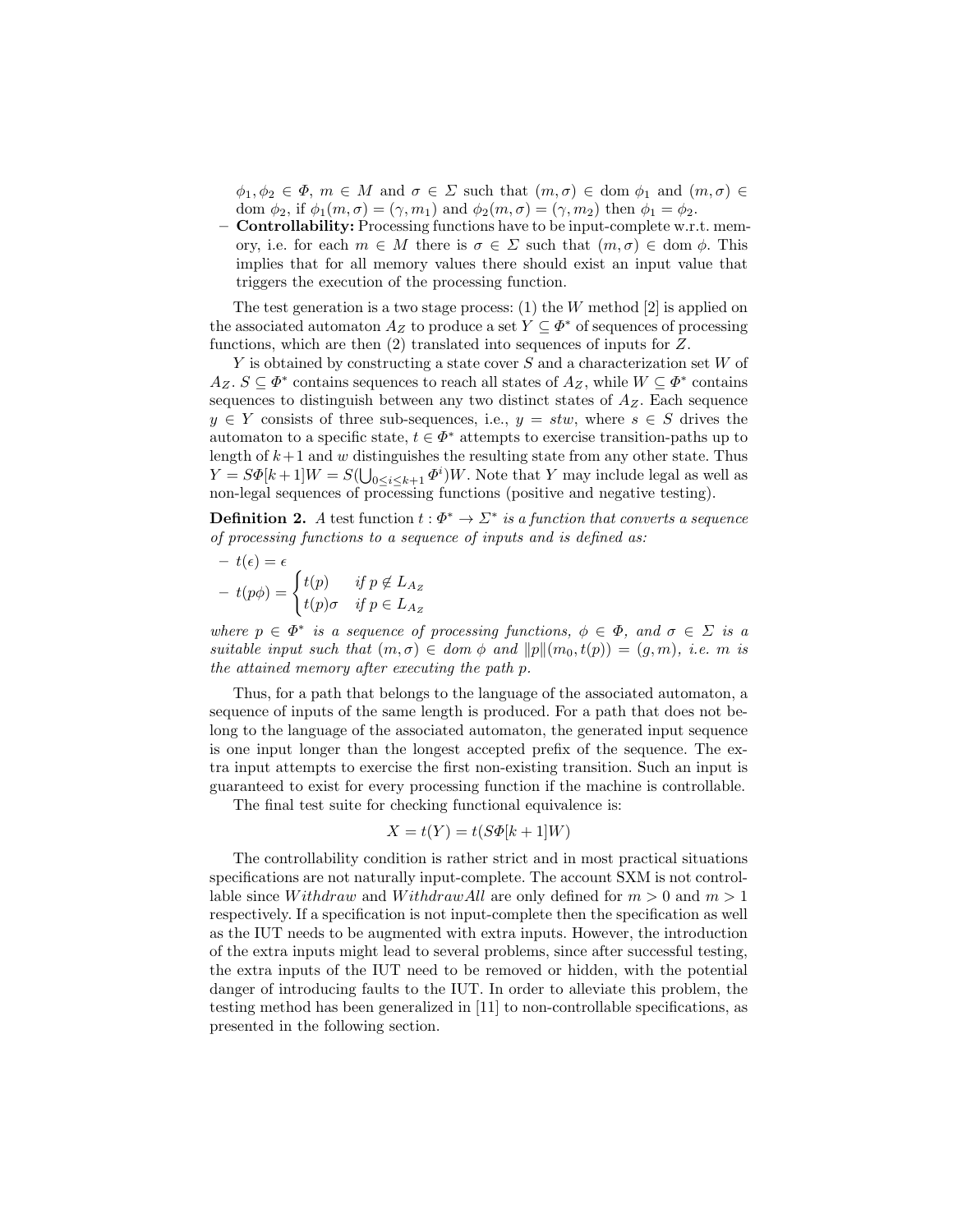$\phi_1, \phi_2 \in \Phi$, $m \in M$ and $\sigma \in \Sigma$ such that $(m, \sigma) \in \text{dom } \phi_1$ and $(m, \sigma) \in \text{dom } \phi_2$, if $\phi_1(m, \sigma) = (\gamma, m_1)$ and $\phi_2(m, \sigma) = (\gamma, m_2)$ then $\phi_1 = \phi_2$.

- **Controllability:** Processing functions have to be input-complete w.r.t. memory, i.e. for each $m \in M$ there is $\sigma \in \Sigma$ such that $(m, \sigma) \in \text{dom } \phi$. This implies that for all memory values there should exist an input value that triggers the execution of the processing function.

The test generation is a two stage process: (1) the $W$ method [2] is applied on the associated automaton $A_Z$ to produce a set $Y \subseteq \Phi^*$ of sequences of processing functions, which are then (2) translated into sequences of inputs for $Z$.

$Y$ is obtained by constructing a state cover $S$ and a characterization set $W$ of $A_Z$. $S \subseteq \Phi^*$ contains sequences to reach all states of $A_Z$, while $W \subseteq \Phi^*$ contains sequences to distinguish between any two distinct states of $A_Z$. Each sequence $y \in Y$ consists of three sub-sequences, i.e., $y = stw$, where $s \in S$ drives the automaton to a specific state, $t \in \Phi^*$ attempts to exercise transition-paths up to length of $k+1$ and $w$ distinguishes the resulting state from any other state. Thus $Y = S\Phi[k+1]W = S(\bigcup_{0 \leq i \leq k+1} \Phi^i)W$. Note that $Y$ may include legal as well as non-legal sequences of processing functions (positive and negative testing).

**Definition 2.** *A test function $t : \Phi^* \rightarrow \Sigma^*$ is a function that converts a sequence of processing functions to a sequence of inputs and is defined as:*

- $t(\epsilon) = \epsilon$
- $t(p\phi) = \begin{cases} t(p) & \text{if } p \notin L_{A_Z} \\ t(p)\sigma & \text{if } p \in L_{A_Z} \end{cases}$

*where $p \in \Phi^*$ is a sequence of processing functions, $\phi \in \Phi$, and $\sigma \in \Sigma$ is a suitable input such that $(m, \sigma) \in \text{dom } \phi$ and $\|p\|(m_0, t(p)) = (g, m)$, i.e. $m$ is the attained memory after executing the path $p$.*

Thus, for a path that belongs to the language of the associated automaton, a sequence of inputs of the same length is produced. For a path that does not belong to the language of the associated automaton, the generated input sequence is one input longer than the longest accepted prefix of the sequence. The extra input attempts to exercise the first non-existing transition. Such an input is guaranteed to exist for every processing function if the machine is controllable.

The final test suite for checking functional equivalence is:

$$X = t(Y) = t(S\Phi[k+1]W)$$

The controllability condition is rather strict and in most practical situations specifications are not naturally input-complete. The account SXM is not controllable since $Withdraw$ and $WithdrawAll$ are only defined for $m > 0$ and $m > 1$ respectively. If a specification is not input-complete then the specification as well as the IUT needs to be augmented with extra inputs. However, the introduction of the extra inputs might lead to several problems, since after successful testing, the extra inputs of the IUT need to be removed or hidden, with the potential danger of introducing faults to the IUT. In order to alleviate this problem, the testing method has been generalized in [11] to non-controllable specifications, as presented in the following section.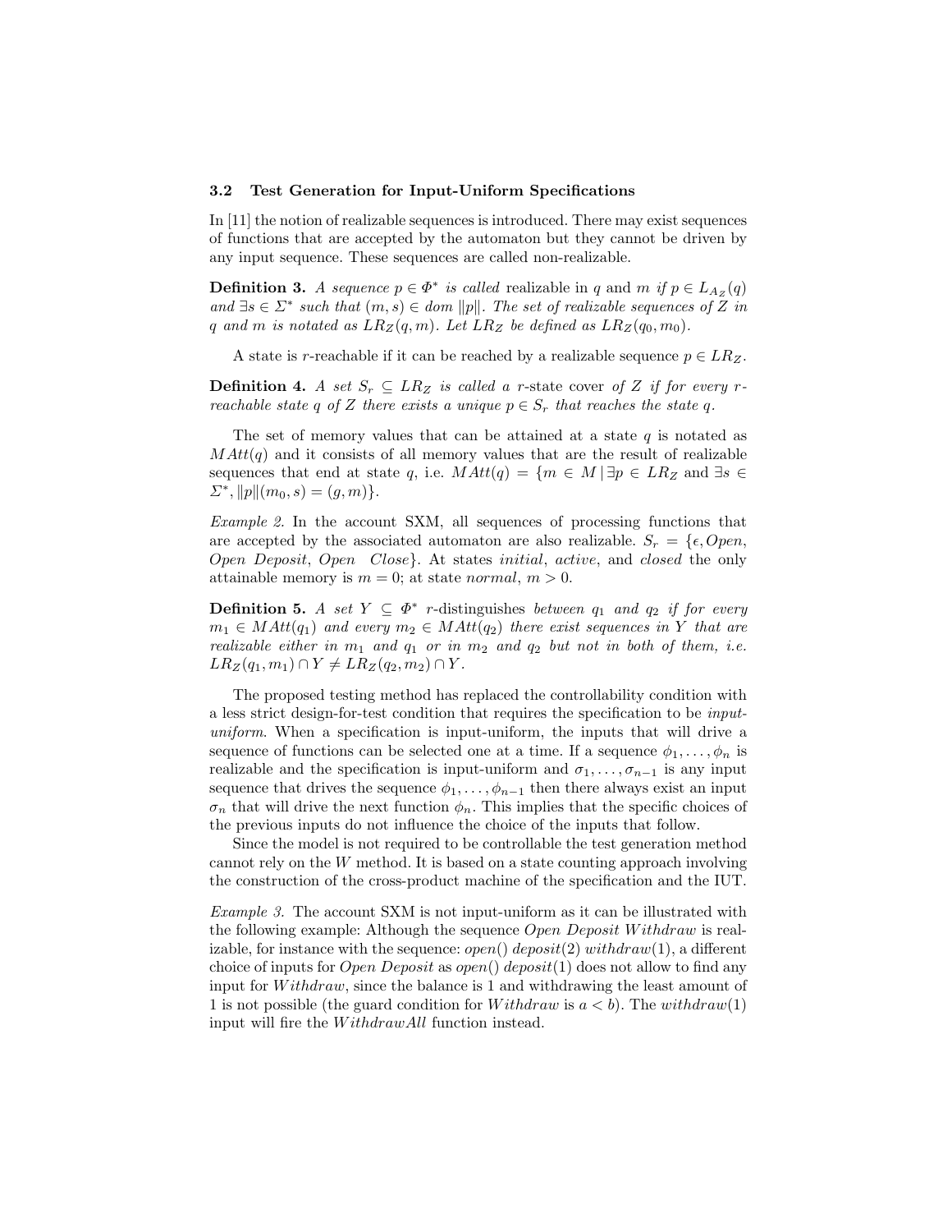### 3.2 Test Generation for Input-Uniform Specifications

In [11] the notion of realizable sequences is introduced. There may exist sequences of functions that are accepted by the automaton but they cannot be driven by any input sequence. These sequences are called non-realizable.

**Definition 3.** *A sequence $p \in \Phi^*$ is called* realizable in $q$ and $m$ *if $p \in L_{A_Z}(q)$ and $\exists s \in \Sigma^*$ such that $(m, s) \in dom\ \|p\|$. The set of realizable sequences of $Z$ in $q$ and $m$ is notated as $LR_Z(q, m)$. Let $LR_Z$ be defined as $LR_Z(q_0, m_0)$.*

A state is *r*-reachable if it can be reached by a realizable sequence $p \in LR_Z$.

**Definition 4.** *A set $S_r \subseteq LR_Z$ is called a* r-state cover *of $Z$ if for every r-reachable state $q$ of $Z$ there exists a unique $p \in S_r$ that reaches the state $q$.*

The set of memory values that can be attained at a state $q$ is notated as $MAtt(q)$ and it consists of all memory values that are the result of realizable sequences that end at state $q$, i.e. $MAtt(q) = \{m \in M \mid \exists p \in LR_Z$ and $\exists s \in \Sigma^*, \|p\|(m_0, s) = (g, m)\}$.

*Example 2.* In the account SXM, all sequences of processing functions that are accepted by the associated automaton are also realizable. $S_r = \{\epsilon, Open,$ $Open\ Deposit$, $Open\ \ Close\}$. At states *initial*, *active*, and *closed* the only attainable memory is $m = 0$; at state *normal*, $m > 0$.

**Definition 5.** *A set $Y \subseteq \Phi^*$ r-distinguishes between $q_1$ and $q_2$ if for every $m_1 \in MAtt(q_1)$ and every $m_2 \in MAtt(q_2)$ there exist sequences in $Y$ that are realizable either in $m_1$ and $q_1$ or in $m_2$ and $q_2$ but not in both of them, i.e. $LR_Z(q_1, m_1) \cap Y \neq LR_Z(q_2, m_2) \cap Y$.*

The proposed testing method has replaced the controllability condition with a less strict design-for-test condition that requires the specification to be *input-uniform*. When a specification is input-uniform, the inputs that will drive a sequence of functions can be selected one at a time. If a sequence $\phi_1, \ldots, \phi_n$ is realizable and the specification is input-uniform and $\sigma_1, \ldots, \sigma_{n-1}$ is any input sequence that drives the sequence $\phi_1, \ldots, \phi_{n-1}$ then there always exist an input $\sigma_n$ that will drive the next function $\phi_n$. This implies that the specific choices of the previous inputs do not influence the choice of the inputs that follow.

Since the model is not required to be controllable the test generation method cannot rely on the $W$ method. It is based on a state counting approach involving the construction of the cross-product machine of the specification and the IUT.

*Example 3.* The account SXM is not input-uniform as it can be illustrated with the following example: Although the sequence $Open\ Deposit\ Withdraw$ is realizable, for instance with the sequence: $open()\ deposit(2)\ withdraw(1)$, a different choice of inputs for $Open\ Deposit$ as $open()\ deposit(1)$ does not allow to find any input for $Withdraw$, since the balance is 1 and withdrawing the least amount of 1 is not possible (the guard condition for $Withdraw$ is $a < b$). The $withdraw(1)$ input will fire the $WithdrawAll$ function instead.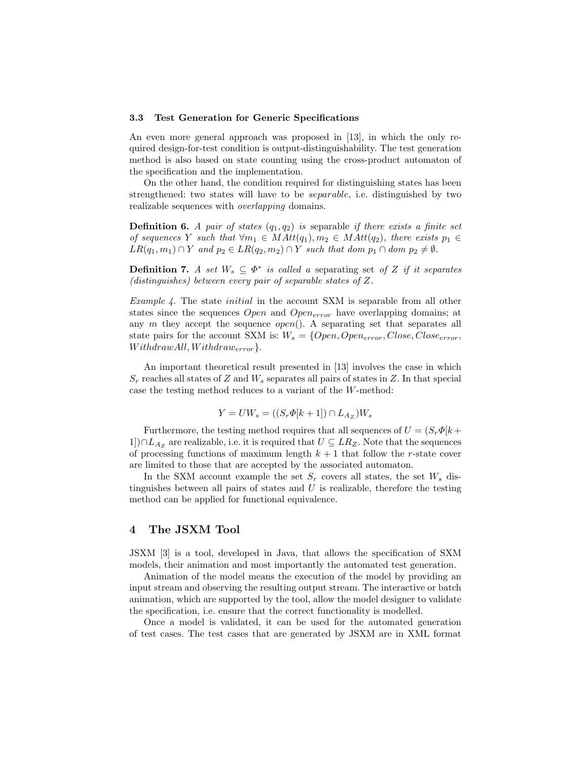### 3.3 Test Generation for Generic Specifications

An even more general approach was proposed in [13], in which the only required design-for-test condition is output-distinguishability. The test generation method is also based on state counting using the cross-product automaton of the specification and the implementation.

On the other hand, the condition required for distinguishing states has been strengthened: two states will have to be *separable*, i.e. distinguished by two realizable sequences with *overlapping* domains.

**Definition 6.** *A pair of states* $(q_1, q_2)$ *is* separable *if there exists a finite set of sequences* $Y$ *such that* $\forall m_1 \in MAtt(q_1), m_2 \in MAtt(q_2)$*, there exists* $p_1 \in LR(q_1, m_1) \cap Y$ *and* $p_2 \in LR(q_2, m_2) \cap Y$ *such that* $dom\ p_1 \cap dom\ p_2 \neq \emptyset$.

**Definition 7.** *A set* $W_s \subseteq \Phi^*$ *is called a* separating set *of* $Z$ *if it separates (distinguishes) between every pair of separable states of* $Z$.

*Example 4.* The state *initial* in the account SXM is separable from all other states since the sequences $Open$ and $Open_{error}$ have overlapping domains; at any $m$ they accept the sequence $open()$. A separating set that separates all state pairs for the account SXM is: $W_s = \{Open, Open_{error}, Close, Close_{error}, WithdrawAll, Withdraw_{error}\}$.

An important theoretical result presented in [13] involves the case in which $S_r$ reaches all states of $Z$ and $W_s$ separates all pairs of states in $Z$. In that special case the testing method reduces to a variant of the $W$-method:

$$Y = UW_s = ((S_r\Phi[k+1]) \cap L_{A_Z})W_s$$

Furthermore, the testing method requires that all sequences of $U = (S_r\Phi[k+1]) \cap L_{A_Z}$ are realizable, i.e. it is required that $U \subseteq LR_Z$. Note that the sequences of processing functions of maximum length $k+1$ that follow the $r$-state cover are limited to those that are accepted by the associated automaton.

In the SXM account example the set $S_r$ covers all states, the set $W_s$ distinguishes between all pairs of states and $U$ is realizable, therefore the testing method can be applied for functional equivalence.

## 4 The JSXM Tool

JSXM [3] is a tool, developed in Java, that allows the specification of SXM models, their animation and most importantly the automated test generation.

Animation of the model means the execution of the model by providing an input stream and observing the resulting output stream. The interactive or batch animation, which are supported by the tool, allow the model designer to validate the specification, i.e. ensure that the correct functionality is modelled.

Once a model is validated, it can be used for the automated generation of test cases. The test cases that are generated by JSXM are in XML format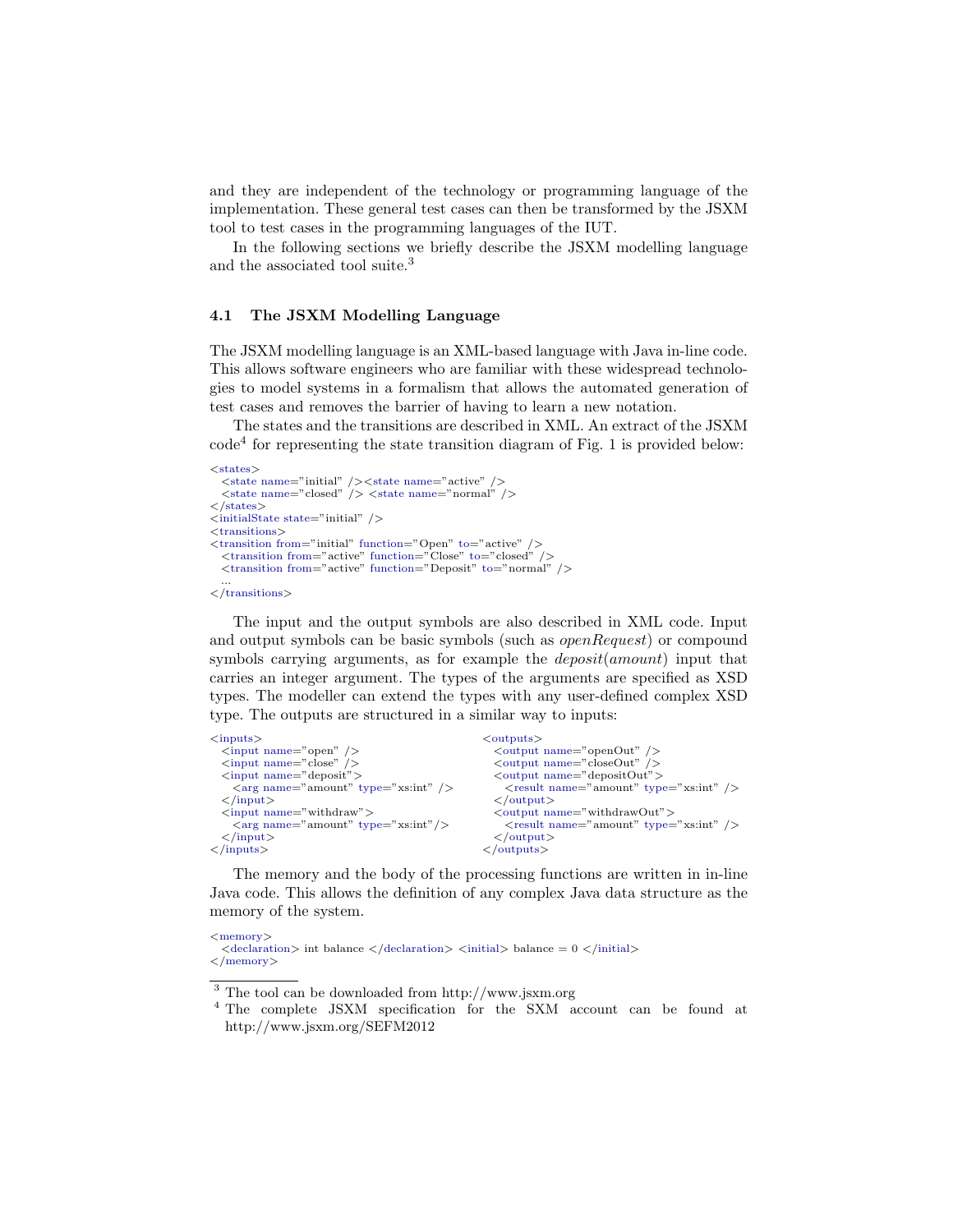and they are independent of the technology or programming language of the implementation. These general test cases can then be transformed by the JSXM tool to test cases in the programming languages of the IUT.

In the following sections we briefly describe the JSXM modelling language and the associated tool suite.[3]

### 4.1 The JSXM Modelling Language

The JSXM modelling language is an XML-based language with Java in-line code. This allows software engineers who are familiar with these widespread technologies to model systems in a formalism that allows the automated generation of test cases and removes the barrier of having to learn a new notation.

The states and the transitions are described in XML. An extract of the JSXM code[4] for representing the state transition diagram of Fig. 1 is provided below:

```
<states>
  <state name="initial" /><state name="active" />
  <state name="closed" /> <state name="normal" />
</states>
<initialState state="initial" />
<transitions>
<transition from="initial" function="Open" to="active" />
  <transition from="active" function="Close" to="closed" />
  <transition from="active" function="Deposit" to="normal" />
  ...
</transitions>
```

The input and the output symbols are also described in XML code. Input and output symbols can be basic symbols (such as *openRequest*) or compound symbols carrying arguments, as for example the *deposit*(*amount*) input that carries an integer argument. The types of the arguments are specified as XSD types. The modeller can extend the types with any user-defined complex XSD type. The outputs are structured in a similar way to inputs:

```
<inputs>
  <input name="open" />
  <input name="close" />
  <input name="deposit">
    <arg name="amount" type="xs:int" />
  </input>
  <input name="withdraw">
    <arg name="amount" type="xs:int"/>
  </input>
</inputs>
```

```
<outputs>
  <output name="openOut" />
  <output name="closeOut" />
  <output name="depositOut">
    <result name="amount" type="xs:int" />
  </output>
  <output name="withdrawOut">
    <result name="amount" type="xs:int" />
  </output>
</outputs>
```

The memory and the body of the processing functions are written in in-line Java code. This allows the definition of any complex Java data structure as the memory of the system.

```
<memory>
  <declaration> int balance </declaration> <initial> balance = 0 </initial>
</memory>
```

---

[3] The tool can be downloaded from http://www.jsxm.org

[4] The complete JSXM specification for the SXM account can be found at http://www.jsxm.org/SEFM2012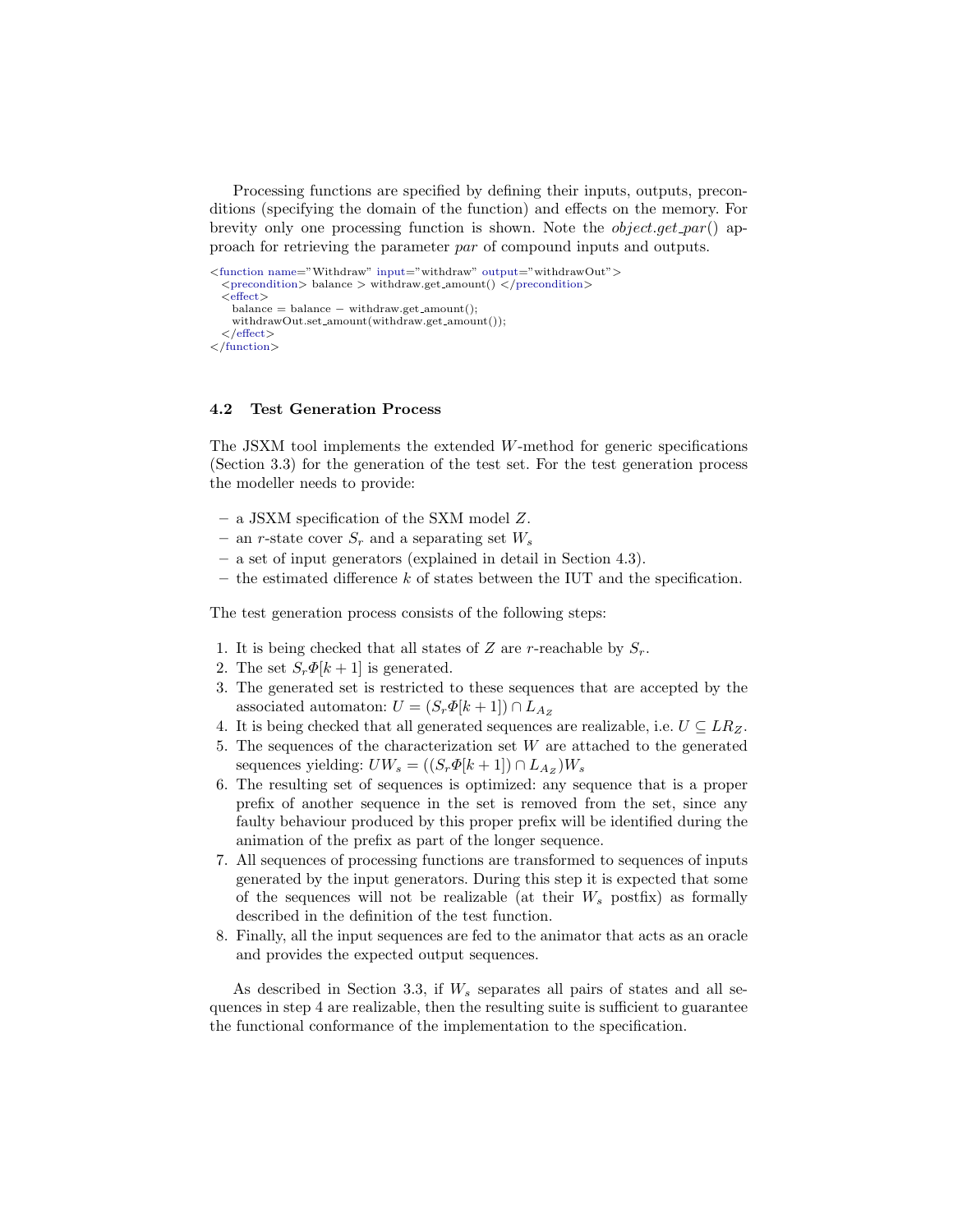Processing functions are specified by defining their inputs, outputs, preconditions (specifying the domain of the function) and effects on the memory. For brevity only one processing function is shown. Note the *object.get_par*() approach for retrieving the parameter *par* of compound inputs and outputs.

```
<function name="Withdraw" input="withdraw" output="withdrawOut">
  <precondition> balance > withdraw.get_amount() </precondition>
  <effect>
    balance = balance − withdraw.get_amount();
    withdrawOut.set_amount(withdraw.get_amount());
  </effect>
</function>
```

### 4.2 Test Generation Process

The JSXM tool implements the extended $W$-method for generic specifications (Section 3.3) for the generation of the test set. For the test generation process the modeller needs to provide:

- a JSXM specification of the SXM model $Z$.
- an $r$-state cover $S_r$ and a separating set $W_s$
- a set of input generators (explained in detail in Section 4.3).
- the estimated difference $k$ of states between the IUT and the specification.

The test generation process consists of the following steps:

1. It is being checked that all states of $Z$ are $r$-reachable by $S_r$.
2. The set $S_r\Phi[k+1]$ is generated.
3. The generated set is restricted to these sequences that are accepted by the associated automaton: $U = (S_r\Phi[k+1]) \cap L_{A_Z}$
4. It is being checked that all generated sequences are realizable, i.e. $U \subseteq LR_Z$.
5. The sequences of the characterization set $W$ are attached to the generated sequences yielding: $UW_s = ((S_r\Phi[k+1]) \cap L_{A_Z})W_s$
6. The resulting set of sequences is optimized: any sequence that is a proper prefix of another sequence in the set is removed from the set, since any faulty behaviour produced by this proper prefix will be identified during the animation of the prefix as part of the longer sequence.
7. All sequences of processing functions are transformed to sequences of inputs generated by the input generators. During this step it is expected that some of the sequences will not be realizable (at their $W_s$ postfix) as formally described in the definition of the test function.
8. Finally, all the input sequences are fed to the animator that acts as an oracle and provides the expected output sequences.

As described in Section 3.3, if $W_s$ separates all pairs of states and all sequences in step 4 are realizable, then the resulting suite is sufficient to guarantee the functional conformance of the implementation to the specification.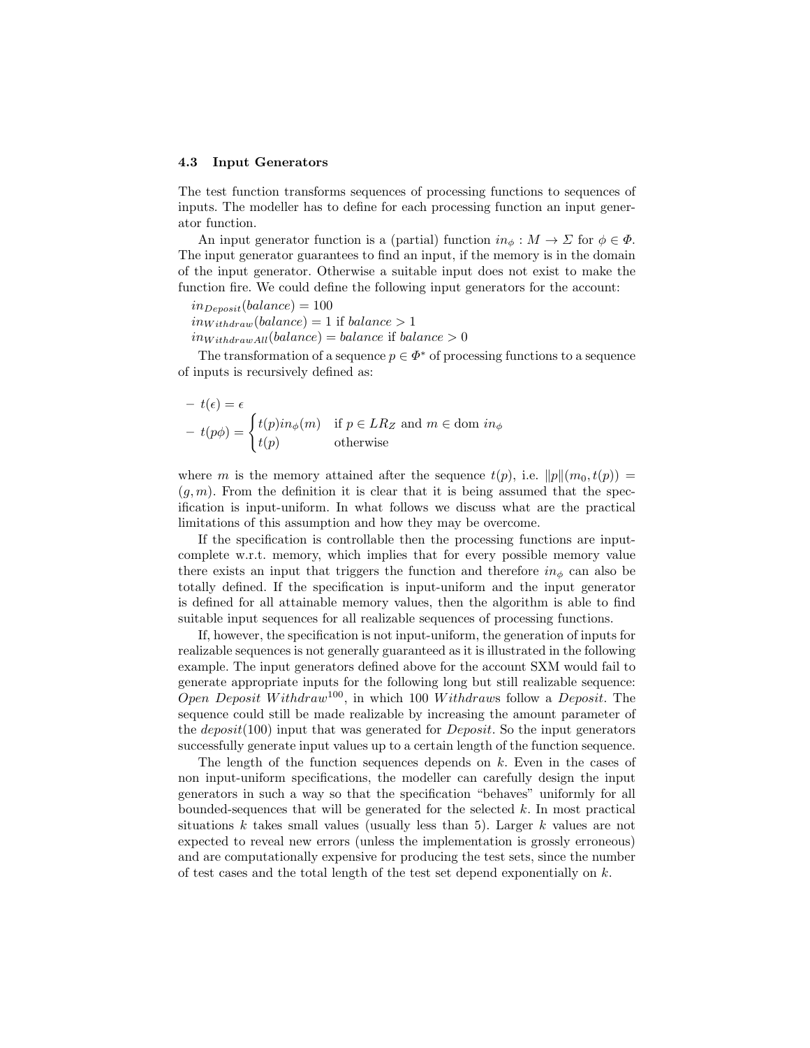### 4.3 Input Generators

The test function transforms sequences of processing functions to sequences of inputs. The modeller has to define for each processing function an input generator function.

An input generator function is a (partial) function $in_\phi : M \to \Sigma$ for $\phi \in \Phi$. The input generator guarantees to find an input, if the memory is in the domain of the input generator. Otherwise a suitable input does not exist to make the function fire. We could define the following input generators for the account:

$in_{Deposit}(balance) = 100$
$in_{Withdraw}(balance) = 1$ if $balance > 1$
$in_{WithdrawAll}(balance) = balance$ if $balance > 0$

The transformation of a sequence $p \in \Phi^*$ of processing functions to a sequence of inputs is recursively defined as:

- $t(\epsilon) = \epsilon$
- $t(p\phi) = \begin{cases} t(p) in_\phi(m) & \text{if } p \in LR_Z \text{ and } m \in \text{dom } in_\phi \\ t(p) & \text{otherwise} \end{cases}$

where $m$ is the memory attained after the sequence $t(p)$, i.e. $\|p\|(m_0, t(p)) = (g, m)$. From the definition it is clear that it is being assumed that the specification is input-uniform. In what follows we discuss what are the practical limitations of this assumption and how they may be overcome.

If the specification is controllable then the processing functions are input-complete w.r.t. memory, which implies that for every possible memory value there exists an input that triggers the function and therefore $in_\phi$ can also be totally defined. If the specification is input-uniform and the input generator is defined for all attainable memory values, then the algorithm is able to find suitable input sequences for all realizable sequences of processing functions.

If, however, the specification is not input-uniform, the generation of inputs for realizable sequences is not generally guaranteed as it is illustrated in the following example. The input generators defined above for the account SXM would fail to generate appropriate inputs for the following long but still realizable sequence: $Open\ Deposit\ Withdraw^{100}$, in which 100 $Withdraw$s follow a $Deposit$. The sequence could still be made realizable by increasing the amount parameter of the $deposit(100)$ input that was generated for $Deposit$. So the input generators successfully generate input values up to a certain length of the function sequence.

The length of the function sequences depends on $k$. Even in the cases of non input-uniform specifications, the modeller can carefully design the input generators in such a way so that the specification "behaves" uniformly for all bounded-sequences that will be generated for the selected $k$. In most practical situations $k$ takes small values (usually less than 5). Larger $k$ values are not expected to reveal new errors (unless the implementation is grossly erroneous) and are computationally expensive for producing the test sets, since the number of test cases and the total length of the test set depend exponentially on $k$.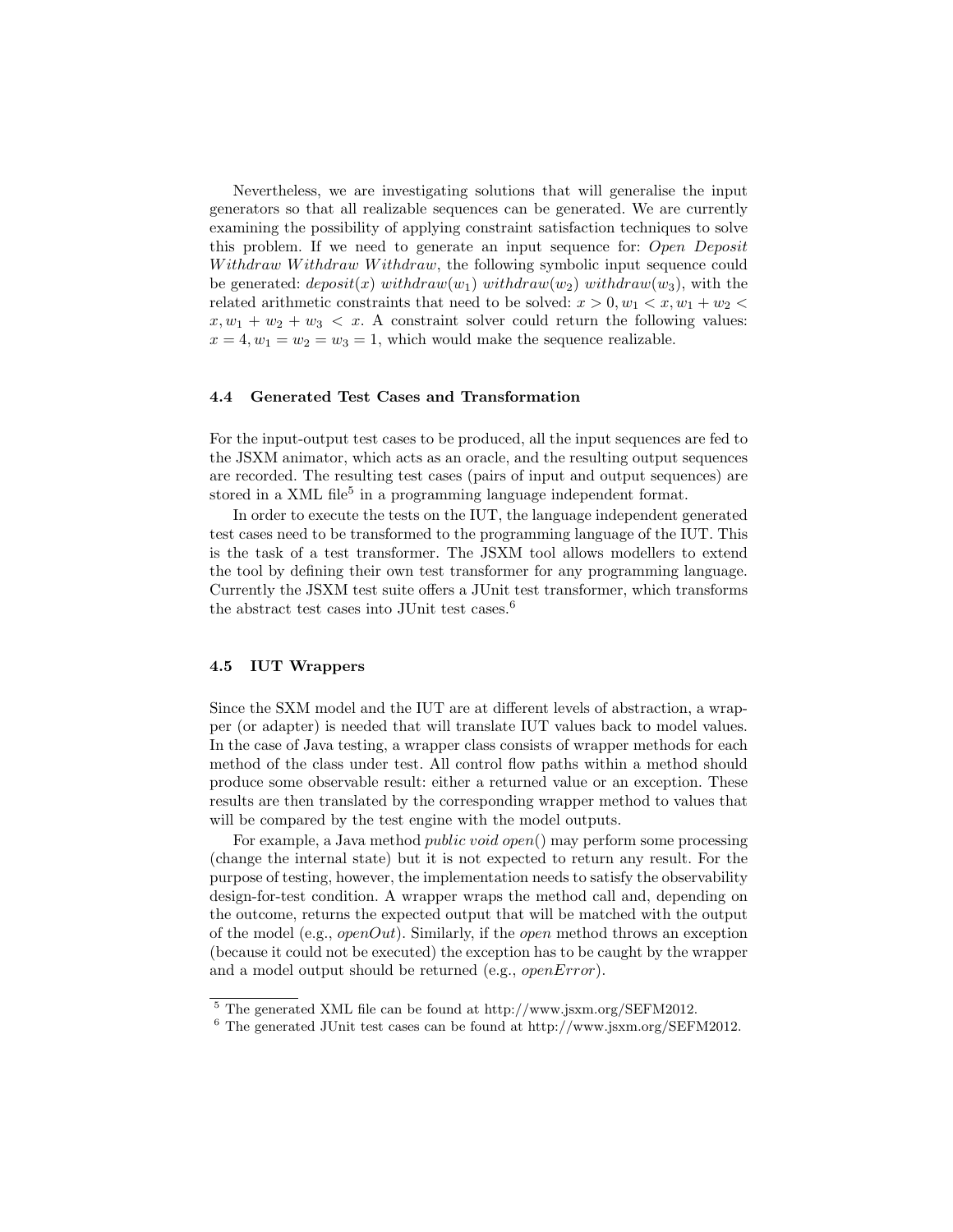Nevertheless, we are investigating solutions that will generalise the input generators so that all realizable sequences can be generated. We are currently examining the possibility of applying constraint satisfaction techniques to solve this problem. If we need to generate an input sequence for: *Open Deposit Withdraw Withdraw Withdraw*, the following symbolic input sequence could be generated: $deposit(x)$ $withdraw(w_1)$ $withdraw(w_2)$ $withdraw(w_3)$, with the related arithmetic constraints that need to be solved: $x > 0, w_1 < x, w_1 + w_2 < x, w_1 + w_2 + w_3 < x$. A constraint solver could return the following values: $x = 4, w_1 = w_2 = w_3 = 1$, which would make the sequence realizable.

### 4.4 Generated Test Cases and Transformation

For the input-output test cases to be produced, all the input sequences are fed to the JSXM animator, which acts as an oracle, and the resulting output sequences are recorded. The resulting test cases (pairs of input and output sequences) are stored in a XML file[5] in a programming language independent format.

In order to execute the tests on the IUT, the language independent generated test cases need to be transformed to the programming language of the IUT. This is the task of a test transformer. The JSXM tool allows modellers to extend the tool by defining their own test transformer for any programming language. Currently the JSXM test suite offers a JUnit test transformer, which transforms the abstract test cases into JUnit test cases.[6]

### 4.5 IUT Wrappers

Since the SXM model and the IUT are at different levels of abstraction, a wrapper (or adapter) is needed that will translate IUT values back to model values. In the case of Java testing, a wrapper class consists of wrapper methods for each method of the class under test. All control flow paths within a method should produce some observable result: either a returned value or an exception. These results are then translated by the corresponding wrapper method to values that will be compared by the test engine with the model outputs.

For example, a Java method *public void open*() may perform some processing (change the internal state) but it is not expected to return any result. For the purpose of testing, however, the implementation needs to satisfy the observability design-for-test condition. A wrapper wraps the method call and, depending on the outcome, returns the expected output that will be matched with the output of the model (e.g., *openOut*). Similarly, if the *open* method throws an exception (because it could not be executed) the exception has to be caught by the wrapper and a model output should be returned (e.g., *openError*).

---

[5] The generated XML file can be found at http://www.jsxm.org/SEFM2012.

[6] The generated JUnit test cases can be found at http://www.jsxm.org/SEFM2012.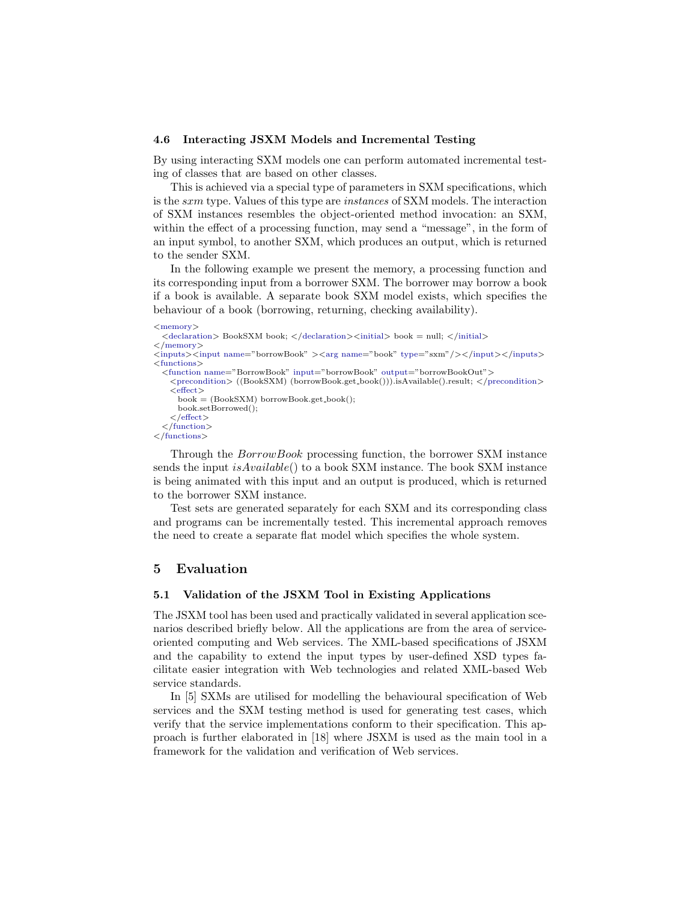### 4.6 Interacting JSXM Models and Incremental Testing

By using interacting SXM models one can perform automated incremental testing of classes that are based on other classes.

This is achieved via a special type of parameters in SXM specifications, which is the *sxm* type. Values of this type are *instances* of SXM models. The interaction of SXM instances resembles the object-oriented method invocation: an SXM, within the effect of a processing function, may send a "message", in the form of an input symbol, to another SXM, which produces an output, which is returned to the sender SXM.

In the following example we present the memory, a processing function and its corresponding input from a borrower SXM. The borrower may borrow a book if a book is available. A separate book SXM model exists, which specifies the behaviour of a book (borrowing, returning, checking availability).

```
<memory>
  <declaration> BookSXM book; </declaration><initial> book = null; </initial>
</memory>
<inputs><input name="borrowBook" ><arg name="book" type="sxm"/></input></inputs>
<functions>
  <function name="BorrowBook" input="borrowBook" output="borrowBookOut">
    <precondition> ((BookSXM) (borrowBook.get_book())).isAvailable().result; </precondition>
    <effect>
      book = (BookSXM) borrowBook.get_book();
      book.setBorrowed();
    </effect>
  </function>
</functions>
```

Through the *BorrowBook* processing function, the borrower SXM instance sends the input *isAvailable*() to a book SXM instance. The book SXM instance is being animated with this input and an output is produced, which is returned to the borrower SXM instance.

Test sets are generated separately for each SXM and its corresponding class and programs can be incrementally tested. This incremental approach removes the need to create a separate flat model which specifies the whole system.

## 5 Evaluation

### 5.1 Validation of the JSXM Tool in Existing Applications

The JSXM tool has been used and practically validated in several application scenarios described briefly below. All the applications are from the area of service-oriented computing and Web services. The XML-based specifications of JSXM and the capability to extend the input types by user-defined XSD types facilitate easier integration with Web technologies and related XML-based Web service standards.

In [5] SXMs are utilised for modelling the behavioural specification of Web services and the SXM testing method is used for generating test cases, which verify that the service implementations conform to their specification. This approach is further elaborated in [18] where JSXM is used as the main tool in a framework for the validation and verification of Web services.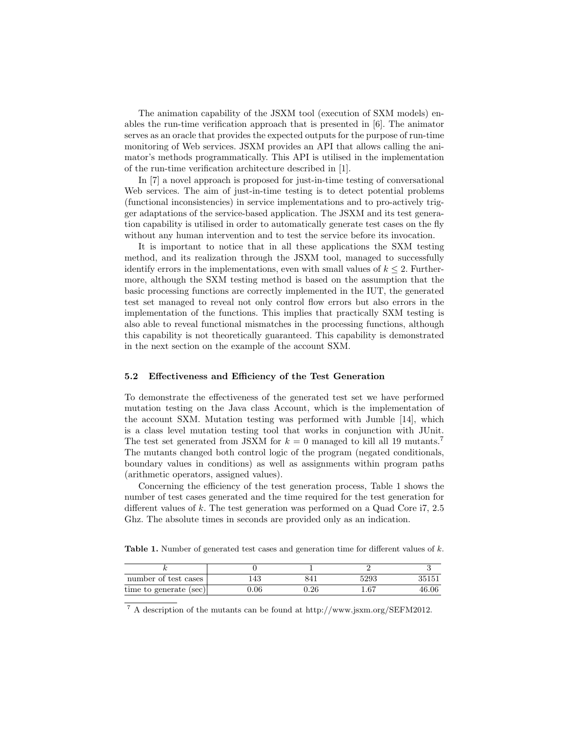The animation capability of the JSXM tool (execution of SXM models) enables the run-time verification approach that is presented in [6]. The animator serves as an oracle that provides the expected outputs for the purpose of run-time monitoring of Web services. JSXM provides an API that allows calling the animator's methods programmatically. This API is utilised in the implementation of the run-time verification architecture described in [1].

In [7] a novel approach is proposed for just-in-time testing of conversational Web services. The aim of just-in-time testing is to detect potential problems (functional inconsistencies) in service implementations and to pro-actively trigger adaptations of the service-based application. The JSXM and its test generation capability is utilised in order to automatically generate test cases on the fly without any human intervention and to test the service before its invocation.

It is important to notice that in all these applications the SXM testing method, and its realization through the JSXM tool, managed to successfully identify errors in the implementations, even with small values of $k \leq 2$. Furthermore, although the SXM testing method is based on the assumption that the basic processing functions are correctly implemented in the IUT, the generated test set managed to reveal not only control flow errors but also errors in the implementation of the functions. This implies that practically SXM testing is also able to reveal functional mismatches in the processing functions, although this capability is not theoretically guaranteed. This capability is demonstrated in the next section on the example of the account SXM.

### 5.2 Effectiveness and Efficiency of the Test Generation

To demonstrate the effectiveness of the generated test set we have performed mutation testing on the Java class Account, which is the implementation of the account SXM. Mutation testing was performed with Jumble [14], which is a class level mutation testing tool that works in conjunction with JUnit. The test set generated from JSXM for $k = 0$ managed to kill all 19 mutants.[7] The mutants changed both control logic of the program (negated conditionals, boundary values in conditions) as well as assignments within program paths (arithmetic operators, assigned values).

Concerning the efficiency of the test generation process, Table 1 shows the number of test cases generated and the time required for the test generation for different values of $k$. The test generation was performed on a Quad Core i7, 2.5 Ghz. The absolute times in seconds are provided only as an indication.

**Table 1.** Number of generated test cases and generation time for different values of $k$.

| $k$ | 0 | 1 | 2 | 3 |
|---|---|---|---|---|
| number of test cases | 143 | 841 | 5293 | 35151 |
| time to generate (sec) | 0.06 | 0.26 | 1.67 | 46.06 |

[7] A description of the mutants can be found at http://www.jsxm.org/SEFM2012.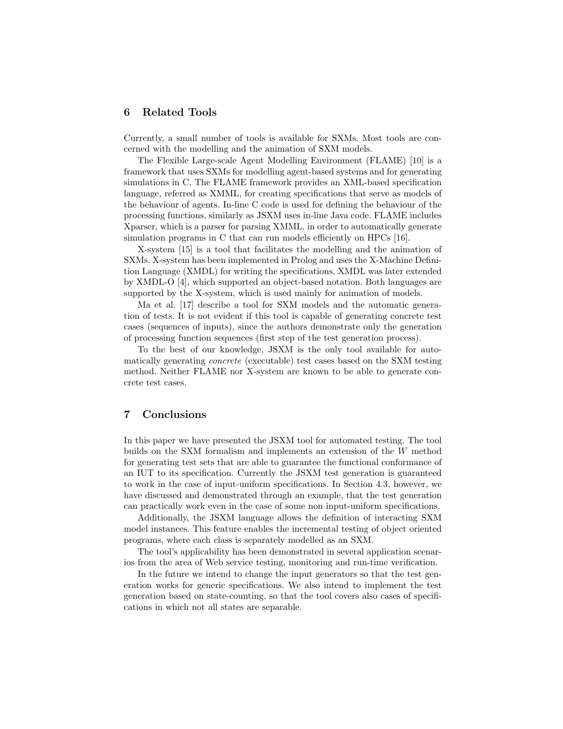## 6 Related Tools

Currently, a small number of tools is available for SXMs. Most tools are concerned with the modelling and the animation of SXM models.

The Flexible Large-scale Agent Modelling Environment (FLAME) [10] is a framework that uses SXMs for modelling agent-based systems and for generating simulations in C. The FLAME framework provides an XML-based specification language, referred as XMML, for creating specifications that serve as models of the behaviour of agents. In-line C code is used for defining the behaviour of the processing functions, similarly as JSXM uses in-line Java code. FLAME includes Xparser, which is a parser for parsing XMML, in order to automatically generate simulation programs in C that can run models efficiently on HPCs [16].

X-system [15] is a tool that facilitates the modelling and the animation of SXMs. X-system has been implemented in Prolog and uses the X-Machine Definition Language (XMDL) for writing the specifications. XMDL was later extended by XMDL-O [4], which supported an object-based notation. Both languages are supported by the X-system, which is used mainly for animation of models.

Ma et al. [17] describe a tool for SXM models and the automatic generation of tests. It is not evident if this tool is capable of generating concrete test cases (sequences of inputs), since the authors demonstrate only the generation of processing function sequences (first step of the test generation process).

To the best of our knowledge, JSXM is the only tool available for automatically generating *concrete* (executable) test cases based on the SXM testing method. Neither FLAME nor X-system are known to be able to generate concrete test cases.

## 7 Conclusions

In this paper we have presented the JSXM tool for automated testing. The tool builds on the SXM formalism and implements an extension of the $W$ method for generating test sets that are able to guarantee the functional conformance of an IUT to its specification. Currently the JSXM test generation is guaranteed to work in the case of input-uniform specifications. In Section 4.3, however, we have discussed and demonstrated through an example, that the test generation can practically work even in the case of some non input-uniform specifications.

Additionally, the JSXM language allows the definition of interacting SXM model instances. This feature enables the incremental testing of object oriented programs, where each class is separately modelled as an SXM.

The tool's applicability has been demonstrated in several application scenarios from the area of Web service testing, monitoring and run-time verification.

In the future we intend to change the input generators so that the test generation works for generic specifications. We also intend to implement the test generation based on state-counting, so that the tool covers also cases of specifications in which not all states are separable.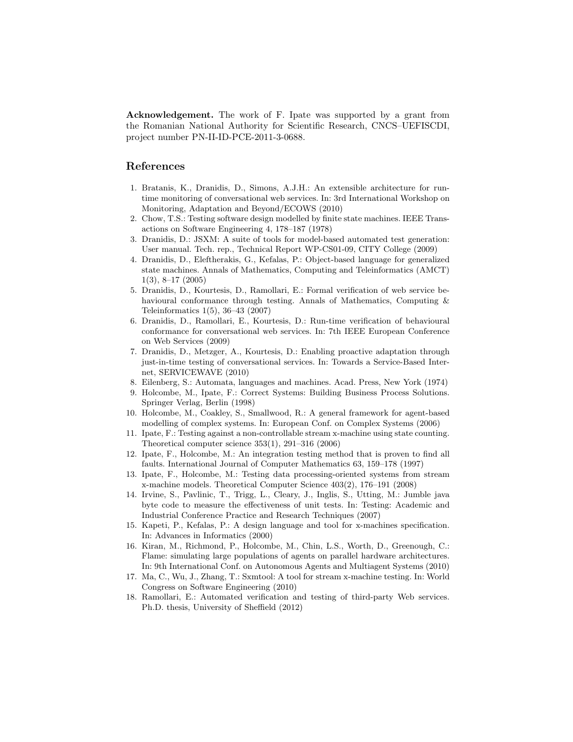**Acknowledgement.** The work of F. Ipate was supported by a grant from the Romanian National Authority for Scientific Research, CNCS–UEFISCDI, project number PN-II-ID-PCE-2011-3-0688.

## References

1. Bratanis, K., Dranidis, D., Simons, A.J.H.: An extensible architecture for run-time monitoring of conversational web services. In: 3rd International Workshop on Monitoring, Adaptation and Beyond/ECOWS (2010)
2. Chow, T.S.: Testing software design modelled by finite state machines. IEEE Transactions on Software Engineering 4, 178–187 (1978)
3. Dranidis, D.: JSXM: A suite of tools for model-based automated test generation: User manual. Tech. rep., Technical Report WP-CS01-09, CITY College (2009)
4. Dranidis, D., Eleftherakis, G., Kefalas, P.: Object-based language for generalized state machines. Annals of Mathematics, Computing and Teleinformatics (AMCT) 1(3), 8–17 (2005)
5. Dranidis, D., Kourtesis, D., Ramollari, E.: Formal verification of web service behavioural conformance through testing. Annals of Mathematics, Computing & Teleinformatics 1(5), 36–43 (2007)
6. Dranidis, D., Ramollari, E., Kourtesis, D.: Run-time verification of behavioural conformance for conversational web services. In: 7th IEEE European Conference on Web Services (2009)
7. Dranidis, D., Metzger, A., Kourtesis, D.: Enabling proactive adaptation through just-in-time testing of conversational services. In: Towards a Service-Based Internet, SERVICEWAVE (2010)
8. Eilenberg, S.: Automata, languages and machines. Acad. Press, New York (1974)
9. Holcombe, M., Ipate, F.: Correct Systems: Building Business Process Solutions. Springer Verlag, Berlin (1998)
10. Holcombe, M., Coakley, S., Smallwood, R.: A general framework for agent-based modelling of complex systems. In: European Conf. on Complex Systems (2006)
11. Ipate, F.: Testing against a non-controllable stream x-machine using state counting. Theoretical computer science 353(1), 291–316 (2006)
12. Ipate, F., Holcombe, M.: An integration testing method that is proven to find all faults. International Journal of Computer Mathematics 63, 159–178 (1997)
13. Ipate, F., Holcombe, M.: Testing data processing-oriented systems from stream x-machine models. Theoretical Computer Science 403(2), 176–191 (2008)
14. Irvine, S., Pavlinic, T., Trigg, L., Cleary, J., Inglis, S., Utting, M.: Jumble java byte code to measure the effectiveness of unit tests. In: Testing: Academic and Industrial Conference Practice and Research Techniques (2007)
15. Kapeti, P., Kefalas, P.: A design language and tool for x-machines specification. In: Advances in Informatics (2000)
16. Kiran, M., Richmond, P., Holcombe, M., Chin, L.S., Worth, D., Greenough, C.: Flame: simulating large populations of agents on parallel hardware architectures. In: 9th International Conf. on Autonomous Agents and Multiagent Systems (2010)
17. Ma, C., Wu, J., Zhang, T.: Sxmtool: A tool for stream x-machine testing. In: World Congress on Software Engineering (2010)
18. Ramollari, E.: Automated verification and testing of third-party Web services. Ph.D. thesis, University of Sheffield (2012)